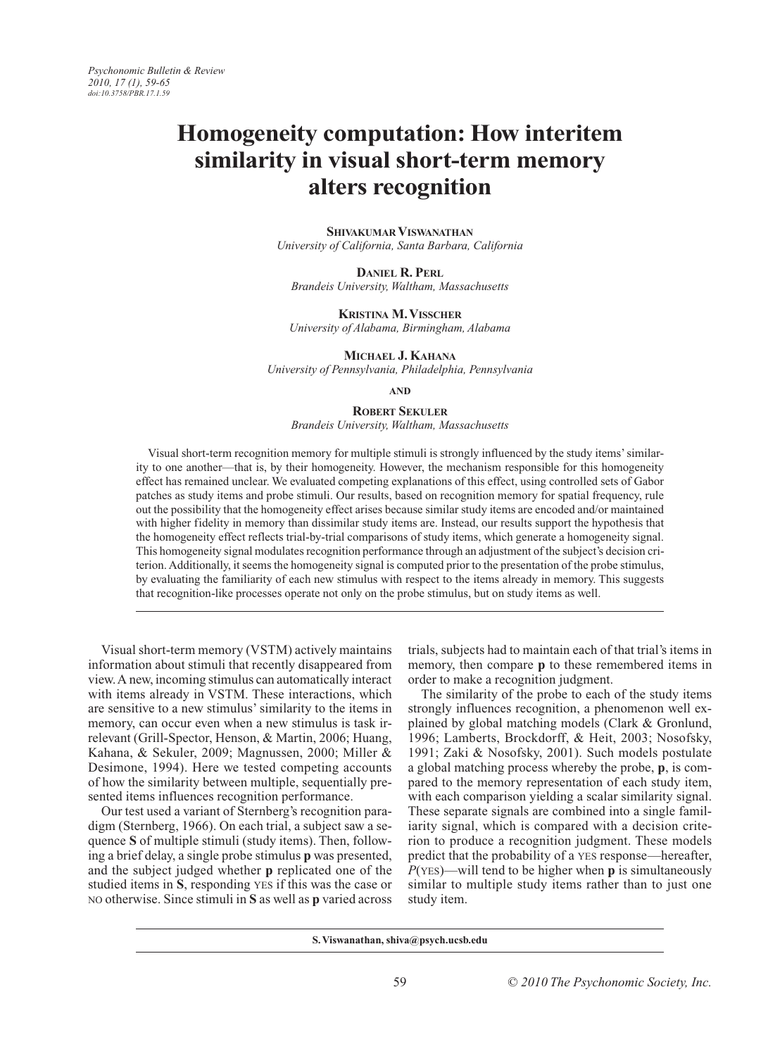# Homogeneity computation: How interitem similarity in visual short-term memory alters recognition

**Shivakumar Viswanathan**
*University of California, Santa Barbara, California*

**Daniel R. Perl**
*Brandeis University, Waltham, Massachusetts*

**Kristina M. Visscher**
*University of Alabama, Birmingham, Alabama*

**Michael J. Kahana**
*University of Pennsylvania, Philadelphia, Pennsylvania*

**and**

**Robert Sekuler**
*Brandeis University, Waltham, Massachusetts*

Visual short-term recognition memory for multiple stimuli is strongly influenced by the study items' similarity to one another—that is, by their homogeneity. However, the mechanism responsible for this homogeneity effect has remained unclear. We evaluated competing explanations of this effect, using controlled sets of Gabor patches as study items and probe stimuli. Our results, based on recognition memory for spatial frequency, rule out the possibility that the homogeneity effect arises because similar study items are encoded and/or maintained with higher fidelity in memory than dissimilar study items are. Instead, our results support the hypothesis that the homogeneity effect reflects trial-by-trial comparisons of study items, which generate a homogeneity signal. This homogeneity signal modulates recognition performance through an adjustment of the subject's decision criterion. Additionally, it seems the homogeneity signal is computed prior to the presentation of the probe stimulus, by evaluating the familiarity of each new stimulus with respect to the items already in memory. This suggests that recognition-like processes operate not only on the probe stimulus, but on study items as well.

Visual short-term memory (VSTM) actively maintains information about stimuli that recently disappeared from view. A new, incoming stimulus can automatically interact with items already in VSTM. These interactions, which are sensitive to a new stimulus' similarity to the items in memory, can occur even when a new stimulus is task irrelevant (Grill-Spector, Henson, & Martin, 2006; Huang, Kahana, & Sekuler, 2009; Magnussen, 2000; Miller & Desimone, 1994). Here we tested competing accounts of how the similarity between multiple, sequentially presented items influences recognition performance.

Our test used a variant of Sternberg's recognition paradigm (Sternberg, 1966). On each trial, a subject saw a sequence **S** of multiple stimuli (study items). Then, following a brief delay, a single probe stimulus **p** was presented, and the subject judged whether **p** replicated one of the studied items in **S**, responding YES if this was the case or NO otherwise. Since stimuli in **S** as well as **p** varied across trials, subjects had to maintain each of that trial's items in memory, then compare **p** to these remembered items in order to make a recognition judgment.

The similarity of the probe to each of the study items strongly influences recognition, a phenomenon well explained by global matching models (Clark & Gronlund, 1996; Lamberts, Brockdorff, & Heit, 2003; Nosofsky, 1991; Zaki & Nosofsky, 2001). Such models postulate a global matching process whereby the probe, **p**, is compared to the memory representation of each study item, with each comparison yielding a scalar similarity signal. These separate signals are combined into a single familiarity signal, which is compared with a decision criterion to produce a recognition judgment. These models predict that the probability of a YES response—hereafter, *P*(YES)—will tend to be higher when **p** is simultaneously similar to multiple study items rather than to just one study item.

S. Viswanathan, shiva@psych.ucsb.edu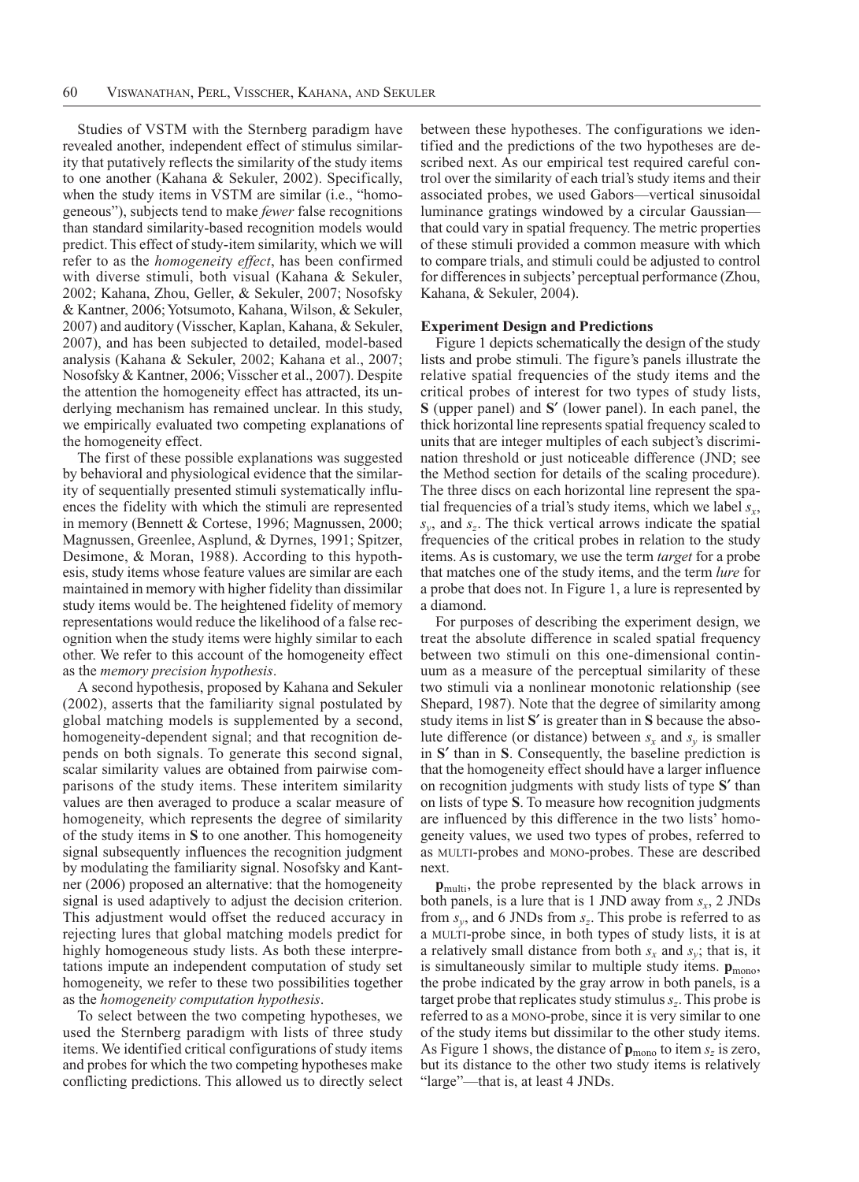Studies of VSTM with the Sternberg paradigm have revealed another, independent effect of stimulus similarity that putatively reflects the similarity of the study items to one another (Kahana & Sekuler, 2002). Specifically, when the study items in VSTM are similar (i.e., "homogeneous"), subjects tend to make *fewer* false recognitions than standard similarity-based recognition models would predict. This effect of study-item similarity, which we will refer to as the *homogeneity effect*, has been confirmed with diverse stimuli, both visual (Kahana & Sekuler, 2002; Kahana, Zhou, Geller, & Sekuler, 2007; Nosofsky & Kantner, 2006; Yotsumoto, Kahana, Wilson, & Sekuler, 2007) and auditory (Visscher, Kaplan, Kahana, & Sekuler, 2007), and has been subjected to detailed, model-based analysis (Kahana & Sekuler, 2002; Kahana et al., 2007; Nosofsky & Kantner, 2006; Visscher et al., 2007). Despite the attention the homogeneity effect has attracted, its underlying mechanism has remained unclear. In this study, we empirically evaluated two competing explanations of the homogeneity effect.

The first of these possible explanations was suggested by behavioral and physiological evidence that the similarity of sequentially presented stimuli systematically influences the fidelity with which the stimuli are represented in memory (Bennett & Cortese, 1996; Magnussen, 2000; Magnussen, Greenlee, Asplund, & Dyrnes, 1991; Spitzer, Desimone, & Moran, 1988). According to this hypothesis, study items whose feature values are similar are each maintained in memory with higher fidelity than dissimilar study items would be. The heightened fidelity of memory representations would reduce the likelihood of a false recognition when the study items were highly similar to each other. We refer to this account of the homogeneity effect as the *memory precision hypothesis*.

A second hypothesis, proposed by Kahana and Sekuler (2002), asserts that the familiarity signal postulated by global matching models is supplemented by a second, homogeneity-dependent signal; and that recognition depends on both signals. To generate this second signal, scalar similarity values are obtained from pairwise comparisons of the study items. These interitem similarity values are then averaged to produce a scalar measure of homogeneity, which represents the degree of similarity of the study items in **S** to one another. This homogeneity signal subsequently influences the recognition judgment by modulating the familiarity signal. Nosofsky and Kantner (2006) proposed an alternative: that the homogeneity signal is used adaptively to adjust the decision criterion. This adjustment would offset the reduced accuracy in rejecting lures that global matching models predict for highly homogeneous study lists. As both these interpretations impute an independent computation of study set homogeneity, we refer to these two possibilities together as the *homogeneity computation hypothesis*.

To select between the two competing hypotheses, we used the Sternberg paradigm with lists of three study items. We identified critical configurations of study items and probes for which the two competing hypotheses make conflicting predictions. This allowed us to directly select between these hypotheses. The configurations we identified and the predictions of the two hypotheses are described next. As our empirical test required careful control over the similarity of each trial's study items and their associated probes, we used Gabors—vertical sinusoidal luminance gratings windowed by a circular Gaussian—that could vary in spatial frequency. The metric properties of these stimuli provided a common measure with which to compare trials, and stimuli could be adjusted to control for differences in subjects' perceptual performance (Zhou, Kahana, & Sekuler, 2004).

## Experiment Design and Predictions

Figure 1 depicts schematically the design of the study lists and probe stimuli. The figure's panels illustrate the relative spatial frequencies of the study items and the critical probes of interest for two types of study lists, **S** (upper panel) and **S′** (lower panel). In each panel, the thick horizontal line represents spatial frequency scaled to units that are integer multiples of each subject's discrimination threshold or just noticeable difference (JND; see the Method section for details of the scaling procedure). The three discs on each horizontal line represent the spatial frequencies of a trial's study items, which we label $s_x$, $s_y$, and $s_z$. The thick vertical arrows indicate the spatial frequencies of the critical probes in relation to the study items. As is customary, we use the term *target* for a probe that matches one of the study items, and the term *lure* for a probe that does not. In Figure 1, a lure is represented by a diamond.

For purposes of describing the experiment design, we treat the absolute difference in scaled spatial frequency between two stimuli on this one-dimensional continuum as a measure of the perceptual similarity of these two stimuli via a nonlinear monotonic relationship (see Shepard, 1987). Note that the degree of similarity among study items in list **S′** is greater than in **S** because the absolute difference (or distance) between $s_x$ and $s_y$ is smaller in **S′** than in **S**. Consequently, the baseline prediction is that the homogeneity effect should have a larger influence on recognition judgments with study lists of type **S′** than on lists of type **S**. To measure how recognition judgments are influenced by this difference in the two lists' homogeneity values, we used two types of probes, referred to as MULTI-probes and MONO-probes. These are described next.

$\mathbf{p}_{\text{multi}}$, the probe represented by the black arrows in both panels, is a lure that is 1 JND away from $s_x$, 2 JNDs from $s_y$, and 6 JNDs from $s_z$. This probe is referred to as a MULTI-probe since, in both types of study lists, it is at a relatively small distance from both $s_x$ and $s_y$; that is, it is simultaneously similar to multiple study items. $\mathbf{p}_{\text{mono}}$, the probe indicated by the gray arrow in both panels, is a target probe that replicates study stimulus $s_z$. This probe is referred to as a MONO-probe, since it is very similar to one of the study items but dissimilar to the other study items. As Figure 1 shows, the distance of $\mathbf{p}_{\text{mono}}$ to item $s_z$ is zero, but its distance to the other two study items is relatively "large"—that is, at least 4 JNDs.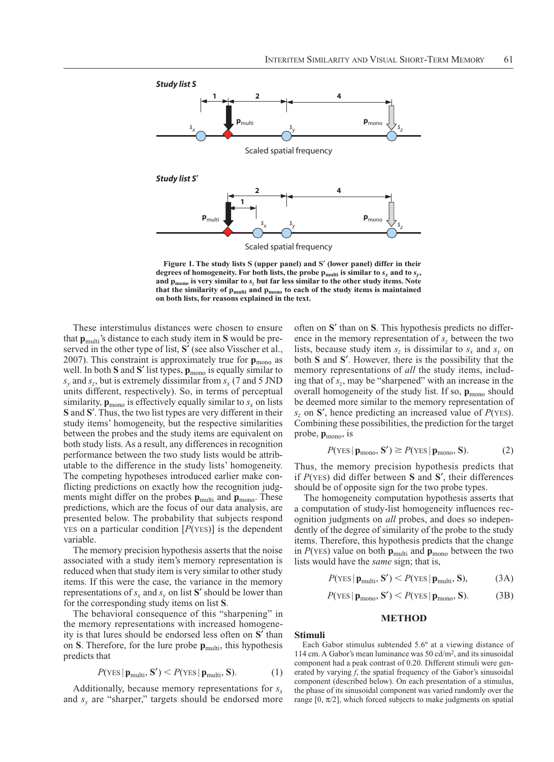**Study list S**

**Study list S′**

Scaled spatial frequency

**Figure 1. The study lists S (upper panel) and S′ (lower panel) differ in their degrees of homogeneity. For both lists, the probe $\mathbf{p}_{\text{multi}}$ is similar to $s_x$ and to $s_y$, and $\mathbf{p}_{\text{mono}}$ is very similar to $s_z$ but far less similar to the other study items. Note that the similarity of $\mathbf{p}_{\text{multi}}$ and $\mathbf{p}_{\text{mono}}$ to each of the study items is maintained on both lists, for reasons explained in the text.**

These interstimulus distances were chosen to ensure that $\mathbf{p}_{\text{multi}}$'s distance to each study item in **S** would be preserved in the other type of list, **S′** (see also Visscher et al., 2007). This constraint is approximately true for $\mathbf{p}_{\text{mono}}$ as well. In both **S** and **S′** list types, $\mathbf{p}_{\text{mono}}$ is equally similar to $s_y$ and $s_z$, but is extremely dissimilar from $s_x$ (7 and 5 JND units different, respectively). So, in terms of perceptual similarity, $\mathbf{p}_{\text{mono}}$ is effectively equally similar to $s_x$ on lists **S** and **S′**. Thus, the two list types are very different in their study items' homogeneity, but the respective similarities between the probes and the study items are equivalent on both study lists. As a result, any differences in recognition performance between the two study lists would be attributable to the difference in the study lists' homogeneity. The competing hypotheses introduced earlier make conflicting predictions on exactly how the recognition judgments might differ on the probes $\mathbf{p}_{\text{multi}}$ and $\mathbf{p}_{\text{mono}}$. These predictions, which are the focus of our data analysis, are presented below. The probability that subjects respond YES on a particular condition [$P(\text{YES})$] is the dependent variable.

The memory precision hypothesis asserts that the noise associated with a study item's memory representation is reduced when that study item is very similar to other study items. If this were the case, the variance in the memory representations of $s_x$ and $s_y$ on list **S′** should be lower than for the corresponding study items on list **S**.

The behavioral consequence of this "sharpening" in the memory representations with increased homogeneity is that lures should be endorsed less often on **S′** than on **S**. Therefore, for the lure probe $\mathbf{p}_{\text{multi}}$, this hypothesis predicts that

$$P(\text{YES} \mid \mathbf{p}_{\text{multi}}, \mathbf{S}') < P(\text{YES} \mid \mathbf{p}_{\text{multi}}, \mathbf{S}). \tag{1}$$

Additionally, because memory representations for $s_x$ and $s_y$ are "sharper," targets should be endorsed more often on **S′** than on **S**. This hypothesis predicts no difference in the memory representation of $s_z$ between the two lists, because study item $s_z$ is dissimilar to $s_x$ and $s_y$ on both **S** and **S′**. However, there is the possibility that the memory representations of *all* the study items, including that of $s_z$, may be "sharpened" with an increase in the overall homogeneity of the study list. If so, $\mathbf{p}_{\text{mono}}$ should be deemed more similar to the memory representation of $s_z$ on **S′**, hence predicting an increased value of $P(\text{YES})$. Combining these possibilities, the prediction for the target probe, $\mathbf{p}_{\text{mono}}$, is

$$P(\text{YES} \mid \mathbf{p}_{\text{mono}}, \mathbf{S}') \geq P(\text{YES} \mid \mathbf{p}_{\text{mono}}, \mathbf{S}). \tag{2}$$

Thus, the memory precision hypothesis predicts that if $P(\text{YES})$ did differ between **S** and **S′**, their differences should be of opposite sign for the two probe types.

The homogeneity computation hypothesis asserts that a computation of study-list homogeneity influences recognition judgments on *all* probes, and does so independently of the degree of similarity of the probe to the study items. Therefore, this hypothesis predicts that the change in $P(\text{YES})$ value on both $\mathbf{p}_{\text{multi}}$ and $\mathbf{p}_{\text{mono}}$ between the two lists would have the *same* sign; that is,

$$P(\text{YES} \mid \mathbf{p}_{\text{multi}}, \mathbf{S}') < P(\text{YES} \mid \mathbf{p}_{\text{multi}}, \mathbf{S}), \tag{3A}$$

$$P(\text{YES} \mid \mathbf{p}_{\text{mono}}, \mathbf{S}') < P(\text{YES} \mid \mathbf{p}_{\text{mono}}, \mathbf{S}). \tag{3B}$$

## METHOD

### Stimuli

Each Gabor stimulus subtended 5.6º at a viewing distance of 114 cm. A Gabor's mean luminance was 50 cd/m², and its sinusoidal component had a peak contrast of 0.20. Different stimuli were generated by varying $f$, the spatial frequency of the Gabor's sinusoidal component (described below). On each presentation of a stimulus, the phase of its sinusoidal component was varied randomly over the range $[0, \pi/2]$, which forced subjects to make judgments on spatial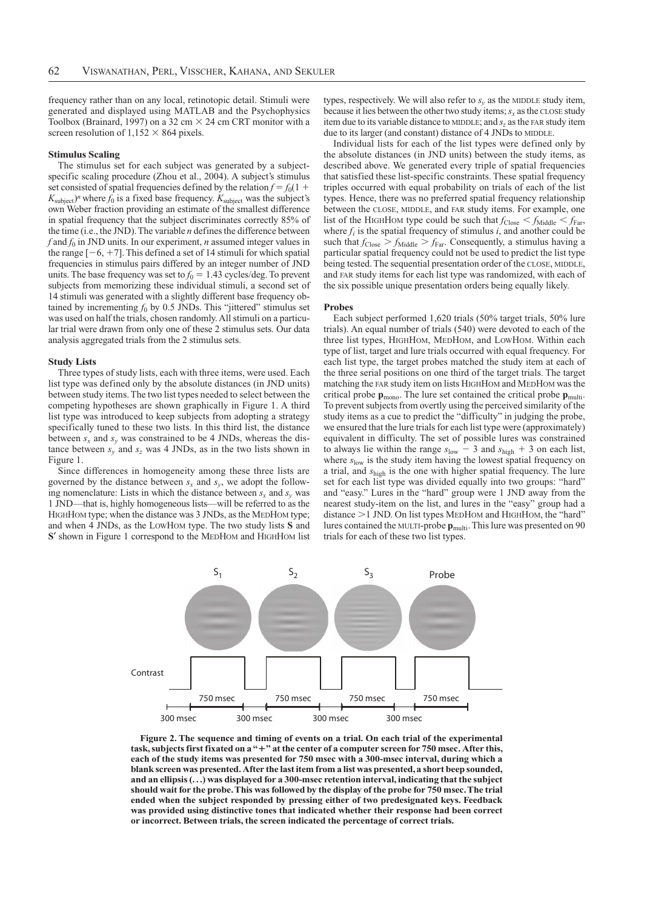frequency rather than on any local, retinotopic detail. Stimuli were generated and displayed using MATLAB and the Psychophysics Toolbox (Brainard, 1997) on a 32 cm × 24 cm CRT monitor with a screen resolution of 1,152 × 864 pixels.

### Stimulus Scaling

The stimulus set for each subject was generated by a subject-specific scaling procedure (Zhou et al., 2004). A subject's stimulus set consisted of spatial frequencies defined by the relation $f = f_0(1 + K_{\text{subject}})^n$ where $f_0$ is a fixed base frequency. $K_{\text{subject}}$ was the subject's own Weber fraction providing an estimate of the smallest difference in spatial frequency that the subject discriminates correctly 85% of the time (i.e., the JND). The variable $n$ defines the difference between $f$ and $f_0$ in JND units. In our experiment, $n$ assumed integer values in the range $[-6, +7]$. This defined a set of 14 stimuli for which spatial frequencies in stimulus pairs differed by an integer number of JND units. The base frequency was set to $f_0 = 1.43$ cycles/deg. To prevent subjects from memorizing these individual stimuli, a second set of 14 stimuli was generated with a slightly different base frequency obtained by incrementing $f_0$ by 0.5 JNDs. This "jittered" stimulus set was used on half the trials, chosen randomly. All stimuli on a particular trial were drawn from only one of these 2 stimulus sets. Our data analysis aggregated trials from the 2 stimulus sets.

### Study Lists

Three types of study lists, each with three items, were used. Each list type was defined only by the absolute distances (in JND units) between study items. The two list types needed to select between the competing hypotheses are shown graphically in Figure 1. A third list type was introduced to keep subjects from adopting a strategy specifically tuned to these two lists. In this third list, the distance between $s_x$ and $s_y$ was constrained to be 4 JNDs, whereas the distance between $s_y$ and $s_z$ was 4 JNDs, as in the two lists shown in Figure 1.

Since differences in homogeneity among these three lists are governed by the distance between $s_x$ and $s_y$, we adopt the following nomenclature: Lists in which the distance between $s_x$ and $s_y$ was 1 JND—that is, highly homogeneous lists—will be referred to as the HighHom type; when the distance was 3 JNDs, as the MedHom type; and when 4 JNDs, as the LowHom type. The two study lists **S** and **S′** shown in Figure 1 correspond to the MedHom and HighHom list types, respectively. We will also refer to $s_y$ as the middle study item, because it lies between the other two study items; $s_x$ as the close study item due to its variable distance to middle; and $s_z$ as the far study item due to its larger (and constant) distance of 4 JNDs to middle.

Individual lists for each of the list types were defined only by the absolute distances (in JND units) between the study items, as described above. We generated every triple of spatial frequencies that satisfied these list-specific constraints. These spatial frequency triples occurred with equal probability on trials of each of the list types. Hence, there was no preferred spatial frequency relationship between the close, middle, and far study items. For example, one list of the HighHom type could be such that $f_{\text{Close}} < f_{\text{Middle}} < f_{\text{Far}}$, where $f_i$ is the spatial frequency of stimulus $i$, and another could be such that $f_{\text{Close}} > f_{\text{Middle}} > f_{\text{Far}}$. Consequently, a stimulus having a particular spatial frequency could not be used to predict the list type being tested. The sequential presentation order of the close, middle, and far study items for each list type was randomized, with each of the six possible unique presentation orders being equally likely.

### Probes

Each subject performed 1,620 trials (50% target trials, 50% lure trials). An equal number of trials (540) were devoted to each of the three list types, HighHom, MedHom, and LowHom. Within each type of list, target and lure trials occurred with equal frequency. For each list type, the target probes matched the study item at each of the three serial positions on one third of the target trials. The target matching the far study item on lists HighHom and MedHom was the critical probe $\mathbf{p}_{\text{mono}}$. The lure set contained the critical probe $\mathbf{p}_{\text{multi}}$. To prevent subjects from overtly using the perceived similarity of the study items as a cue to predict the "difficulty" in judging the probe, we ensured that the lure trials for each list type were (approximately) equivalent in difficulty. The set of possible lures was constrained to always lie within the range $s_{\text{low}} - 3$ and $s_{\text{high}} + 3$ on each list, where $s_{\text{low}}$ is the study item having the lowest spatial frequency on a trial, and $s_{\text{high}}$ is the one with higher spatial frequency. The lure set for each list type was divided equally into two groups: "hard" and "easy." Lures in the "hard" group were 1 JND away from the nearest study-item on the list, and lures in the "easy" group had a distance >1 JND. On list types MedHom and HighHom, the "hard" lures contained the multi-probe $\mathbf{p}_{\text{multi}}$. This lure was presented on 90 trials for each of these two list types.

**Figure 2. The sequence and timing of events on a trial. On each trial of the experimental task, subjects first fixated on a "+" at the center of a computer screen for 750 msec. After this, each of the study items was presented for 750 msec with a 300-msec interval, during which a blank screen was presented. After the last item from a list was presented, a short beep sounded, and an ellipsis (…) was displayed for a 300-msec retention interval, indicating that the subject should wait for the probe. This was followed by the display of the probe for 750 msec. The trial ended when the subject responded by pressing either of two predesignated keys. Feedback was provided using distinctive tones that indicated whether their response had been correct or incorrect. Between trials, the screen indicated the percentage of correct trials.**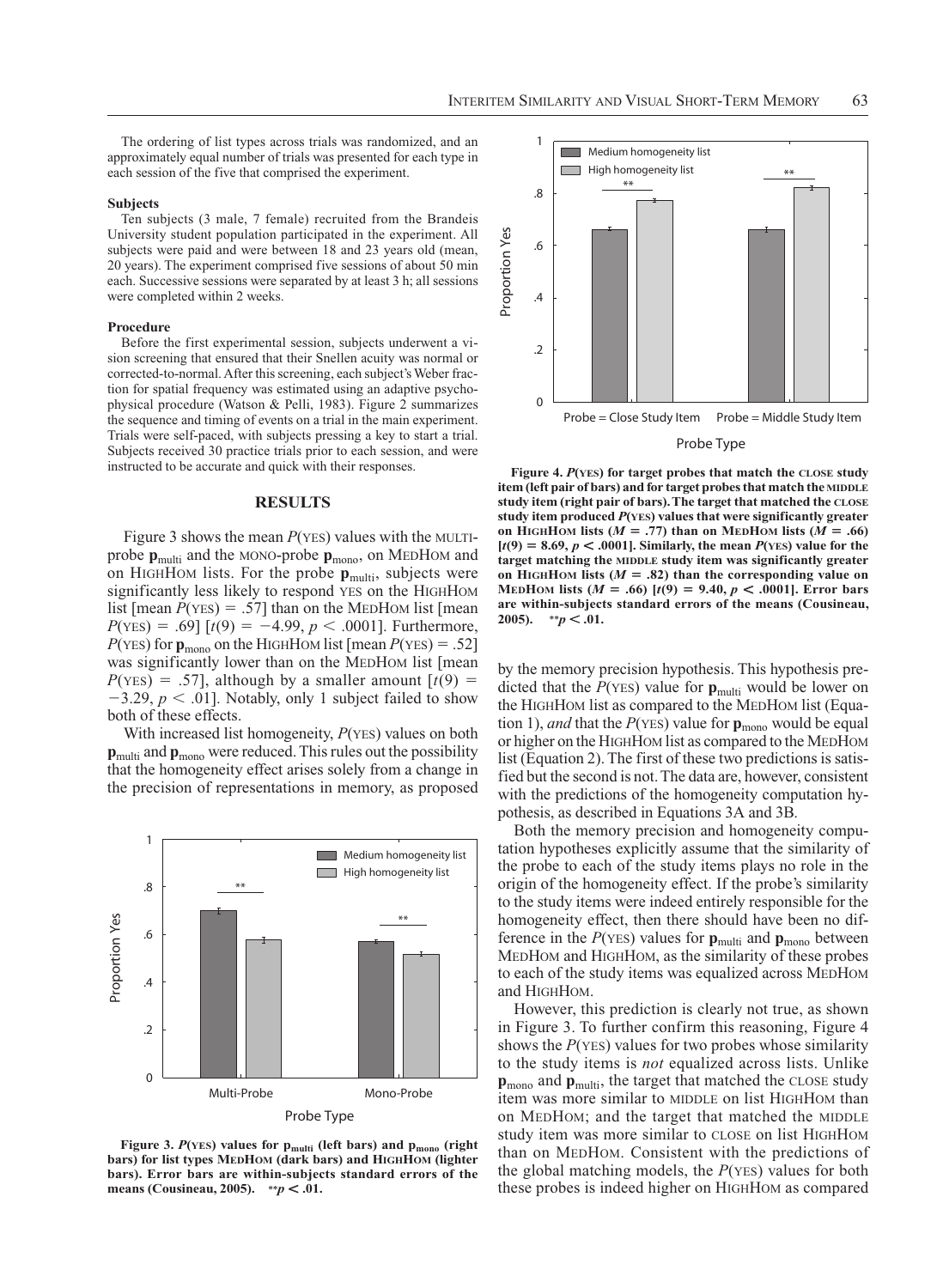The ordering of list types across trials was randomized, and an approximately equal number of trials was presented for each type in each session of the five that comprised the experiment.

#### Subjects

Ten subjects (3 male, 7 female) recruited from the Brandeis University student population participated in the experiment. All subjects were paid and were between 18 and 23 years old (mean, 20 years). The experiment comprised five sessions of about 50 min each. Successive sessions were separated by at least 3 h; all sessions were completed within 2 weeks.

#### Procedure

Before the first experimental session, subjects underwent a vision screening that ensured that their Snellen acuity was normal or corrected-to-normal. After this screening, each subject's Weber fraction for spatial frequency was estimated using an adaptive psychophysical procedure (Watson & Pelli, 1983). Figure 2 summarizes the sequence and timing of events on a trial in the main experiment. Trials were self-paced, with subjects pressing a key to start a trial. Subjects received 30 practice trials prior to each session, and were instructed to be accurate and quick with their responses.

## RESULTS

Figure 3 shows the mean $P$(YES) values with the MULTI-probe $\mathbf{p}_{\text{multi}}$ and the MONO-probe $\mathbf{p}_{\text{mono}}$, on MEDHOM and on HIGHHOM lists. For the probe $\mathbf{p}_{\text{multi}}$, subjects were significantly less likely to respond YES on the HIGHHOM list [mean $P(\text{YES}) = .57$] than on the MEDHOM list [mean $P(\text{YES}) = .69$] [$t(9) = -4.99$, $p < .0001$]. Furthermore, $P$(YES) for $\mathbf{p}_{\text{mono}}$ on the HIGHHOM list [mean $P(\text{YES}) = .52$] was significantly lower than on the MEDHOM list [mean $P(\text{YES}) = .57$], although by a smaller amount [$t(9) = -3.29$, $p < .01$]. Notably, only 1 subject failed to show both of these effects.

With increased list homogeneity, $P$(YES) values on both $\mathbf{p}_{\text{multi}}$ and $\mathbf{p}_{\text{mono}}$ were reduced. This rules out the possibility that the homogeneity effect arises solely from a change in the precision of representations in memory, as proposed by the memory precision hypothesis. This hypothesis predicted that the $P$(YES) value for $\mathbf{p}_{\text{multi}}$ would be lower on the HIGHHOM list as compared to the MEDHOM list (Equation 1), *and* that the $P$(YES) value for $\mathbf{p}_{\text{mono}}$ would be equal or higher on the HIGHHOM list as compared to the MEDHOM list (Equation 2). The first of these two predictions is satisfied but the second is not. The data are, however, consistent with the predictions of the homogeneity computation hypothesis, as described in Equations 3A and 3B.

**Figure 3. $P$(YES) values for $\mathbf{p}_{\text{multi}}$ (left bars) and $\mathbf{p}_{\text{mono}}$ (right bars) for list types MEDHOM (dark bars) and HIGHHOM (lighter bars). Error bars are within-subjects standard errors of the means (Cousineau, 2005). $^{**}p < .01$.**

**Figure 4. $P$(YES) for target probes that match the CLOSE study item (left pair of bars) and for target probes that match the MIDDLE study item (right pair of bars). The target that matched the CLOSE study item produced $P$(YES) values that were significantly greater on HIGHHOM lists ($M = .77$) than on MEDHOM lists ($M = .66$) [$t(9) = 8.69$, $p < .0001$]. Similarly, the mean $P$(YES) value for the target matching the MIDDLE study item was significantly greater on HIGHHOM lists ($M = .82$) than the corresponding value on MEDHOM lists ($M = .66$) [$t(9) = 9.40$, $p < .0001$]. Error bars are within-subjects standard errors of the means (Cousineau, 2005). $^{**}p < .01$.**

Both the memory precision and homogeneity computation hypotheses explicitly assume that the similarity of the probe to each of the study items plays no role in the origin of the homogeneity effect. If the probe's similarity to the study items were indeed entirely responsible for the homogeneity effect, then there should have been no difference in the $P$(YES) values for $\mathbf{p}_{\text{multi}}$ and $\mathbf{p}_{\text{mono}}$ between MEDHOM and HIGHHOM, as the similarity of these probes to each of the study items was equalized across MEDHOM and HIGHHOM.

However, this prediction is clearly not true, as shown in Figure 3. To further confirm this reasoning, Figure 4 shows the $P$(YES) values for two probes whose similarity to the study items is *not* equalized across lists. Unlike $\mathbf{p}_{\text{mono}}$ and $\mathbf{p}_{\text{multi}}$, the target that matched the CLOSE study item was more similar to MIDDLE on list HIGHHOM than on MEDHOM; and the target that matched the MIDDLE study item was more similar to CLOSE on list HIGHHOM than on MEDHOM. Consistent with the predictions of the global matching models, the $P$(YES) values for both these probes is indeed higher on HIGHHOM as compared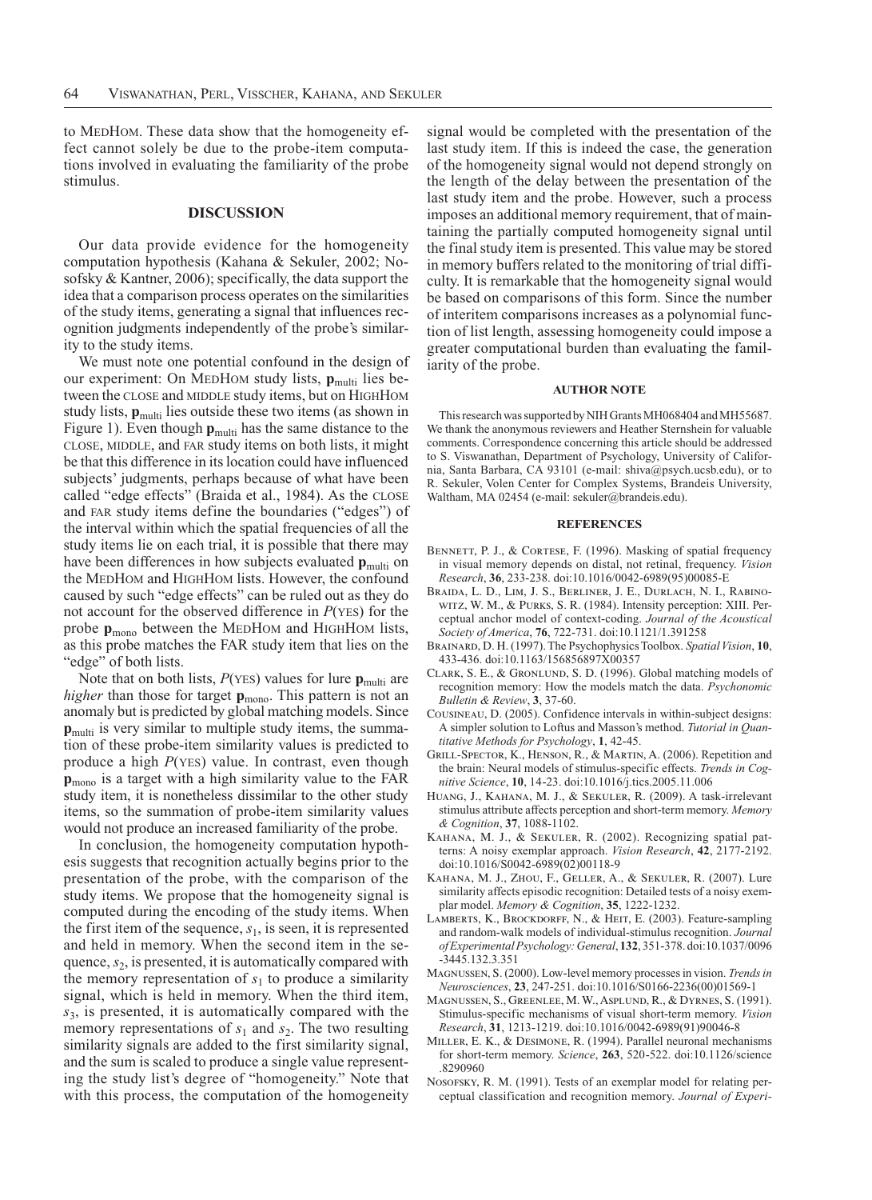to MedHom. These data show that the homogeneity effect cannot solely be due to the probe-item computations involved in evaluating the familiarity of the probe stimulus.

## DISCUSSION

Our data provide evidence for the homogeneity computation hypothesis (Kahana & Sekuler, 2002; Nosofsky & Kantner, 2006); specifically, the data support the idea that a comparison process operates on the similarities of the study items, generating a signal that influences recognition judgments independently of the probe's similarity to the study items.

We must note one potential confound in the design of our experiment: On MedHom study lists, $\mathbf{p}_{\text{multi}}$ lies between the close and middle study items, but on HighHom study lists, $\mathbf{p}_{\text{multi}}$ lies outside these two items (as shown in Figure 1). Even though $\mathbf{p}_{\text{multi}}$ has the same distance to the close, middle, and far study items on both lists, it might be that this difference in its location could have influenced subjects' judgments, perhaps because of what have been called "edge effects" (Braida et al., 1984). As the close and far study items define the boundaries ("edges") of the interval within which the spatial frequencies of all the study items lie on each trial, it is possible that there may have been differences in how subjects evaluated $\mathbf{p}_{\text{multi}}$ on the MedHom and HighHom lists. However, the confound caused by such "edge effects" can be ruled out as they do not account for the observed difference in $P$(yes) for the probe $\mathbf{p}_{\text{mono}}$ between the MedHom and HighHom lists, as this probe matches the far study item that lies on the "edge" of both lists.

Note that on both lists, $P$(yes) values for lure $\mathbf{p}_{\text{multi}}$ are *higher* than those for target $\mathbf{p}_{\text{mono}}$. This pattern is not an anomaly but is predicted by global matching models. Since $\mathbf{p}_{\text{multi}}$ is very similar to multiple study items, the summation of these probe-item similarity values is predicted to produce a high $P$(yes) value. In contrast, even though $\mathbf{p}_{\text{mono}}$ is a target with a high similarity value to the far study item, it is nonetheless dissimilar to the other study items, so the summation of probe-item similarity values would not produce an increased familiarity of the probe.

In conclusion, the homogeneity computation hypothesis suggests that recognition actually begins prior to the presentation of the probe, with the comparison of the study items. We propose that the homogeneity signal is computed during the encoding of the study items. When the first item of the sequence, $s_1$, is seen, it is represented and held in memory. When the second item in the sequence, $s_2$, is presented, it is automatically compared with the memory representation of $s_1$ to produce a similarity signal, which is held in memory. When the third item, $s_3$, is presented, it is automatically compared with the memory representations of $s_1$ and $s_2$. The two resulting similarity signals are added to the first similarity signal, and the sum is scaled to produce a single value representing the study list's degree of "homogeneity." Note that with this process, the computation of the homogeneity signal would be completed with the presentation of the last study item. If this is indeed the case, the generation of the homogeneity signal would not depend strongly on the length of the delay between the presentation of the last study item and the probe. However, such a process imposes an additional memory requirement, that of maintaining the partially computed homogeneity signal until the final study item is presented. This value may be stored in memory buffers related to the monitoring of trial difficulty. It is remarkable that the homogeneity signal would be based on comparisons of this form. Since the number of interitem comparisons increases as a polynomial function of list length, assessing homogeneity could impose a greater computational burden than evaluating the familiarity of the probe.

### AUTHOR NOTE

This research was supported by NIH Grants MH068404 and MH55687. We thank the anonymous reviewers and Heather Sternshein for valuable comments. Correspondence concerning this article should be addressed to S. Viswanathan, Department of Psychology, University of California, Santa Barbara, CA 93101 (e-mail: shiva@psych.ucsb.edu), or to R. Sekuler, Volen Center for Complex Systems, Brandeis University, Waltham, MA 02454 (e-mail: sekuler@brandeis.edu).

### REFERENCES

Bennett, P. J., & Cortese, F. (1996). Masking of spatial frequency in visual memory depends on distal, not retinal, frequency. *Vision Research*, **36**, 233-238. doi:10.1016/0042-6989(95)00085-E

Braida, L. D., Lim, J. S., Berliner, J. E., Durlach, N. I., Rabinowitz, W. M., & Purks, S. R. (1984). Intensity perception: XIII. Perceptual anchor model of context-coding. *Journal of the Acoustical Society of America*, **76**, 722-731. doi:10.1121/1.391258

Brainard, D. H. (1997). The Psychophysics Toolbox. *Spatial Vision*, **10**, 433-436. doi:10.1163/156856897X00357

Clark, S. E., & Gronlund, S. D. (1996). Global matching models of recognition memory: How the models match the data. *Psychonomic Bulletin & Review*, **3**, 37-60.

Cousineau, D. (2005). Confidence intervals in within-subject designs: A simpler solution to Loftus and Masson's method. *Tutorial in Quantitative Methods for Psychology*, **1**, 42-45.

Grill-Spector, K., Henson, R., & Martin, A. (2006). Repetition and the brain: Neural models of stimulus-specific effects. *Trends in Cognitive Science*, **10**, 14-23. doi:10.1016/j.tics.2005.11.006

Huang, J., Kahana, M. J., & Sekuler, R. (2009). A task-irrelevant stimulus attribute affects perception and short-term memory. *Memory & Cognition*, **37**, 1088-1102.

Kahana, M. J., & Sekuler, R. (2002). Recognizing spatial patterns: A noisy exemplar approach. *Vision Research*, **42**, 2177-2192. doi:10.1016/S0042-6989(02)00118-9

Kahana, M. J., Zhou, F., Geller, A., & Sekuler, R. (2007). Lure similarity affects episodic recognition: Detailed tests of a noisy exemplar model. *Memory & Cognition*, **35**, 1222-1232.

Lamberts, K., Brockdorff, N., & Heit, E. (2003). Feature-sampling and random-walk models of individual-stimulus recognition. *Journal of Experimental Psychology: General*, **132**, 351-378. doi:10.1037/0096-3445.132.3.351

Magnussen, S. (2000). Low-level memory processes in vision. *Trends in Neurosciences*, **23**, 247-251. doi:10.1016/S0166-2236(00)01569-1

Magnussen, S., Greenlee, M. W., Asplund, R., & Dyrnes, S. (1991). Stimulus-specific mechanisms of visual short-term memory. *Vision Research*, **31**, 1213-1219. doi:10.1016/0042-6989(91)90046-8

Miller, E. K., & Desimone, R. (1994). Parallel neuronal mechanisms for short-term memory. *Science*, **263**, 520-522. doi:10.1126/science.8290960

Nosofsky, R. M. (1991). Tests of an exemplar model for relating perceptual classification and recognition memory. *Journal of Experi-*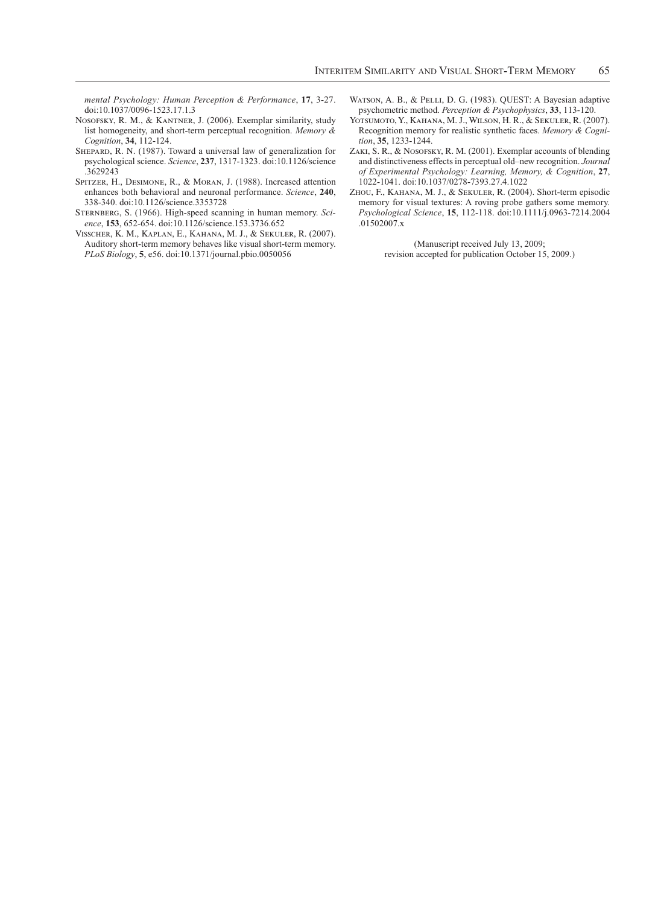*mental Psychology: Human Perception & Performance*, **17**, 3-27. doi:10.1037/0096-1523.17.1.3

Nosofsky, R. M., & Kantner, J. (2006). Exemplar similarity, study list homogeneity, and short-term perceptual recognition. *Memory & Cognition*, **34**, 112-124.

Shepard, R. N. (1987). Toward a universal law of generalization for psychological science. *Science*, **237**, 1317-1323. doi:10.1126/science .3629243

Spitzer, H., Desimone, R., & Moran, J. (1988). Increased attention enhances both behavioral and neuronal performance. *Science*, **240**, 338-340. doi:10.1126/science.3353728

Sternberg, S. (1966). High-speed scanning in human memory. *Science*, **153**, 652-654. doi:10.1126/science.153.3736.652

Visscher, K. M., Kaplan, E., Kahana, M. J., & Sekuler, R. (2007). Auditory short-term memory behaves like visual short-term memory. *PLoS Biology*, **5**, e56. doi:10.1371/journal.pbio.0050056

Watson, A. B., & Pelli, D. G. (1983). QUEST: A Bayesian adaptive psychometric method. *Perception & Psychophysics*, **33**, 113-120.

Yotsumoto, Y., Kahana, M. J., Wilson, H. R., & Sekuler, R. (2007). Recognition memory for realistic synthetic faces. *Memory & Cognition*, **35**, 1233-1244.

Zaki, S. R., & Nosofsky, R. M. (2001). Exemplar accounts of blending and distinctiveness effects in perceptual old–new recognition. *Journal of Experimental Psychology: Learning, Memory, & Cognition*, **27**, 1022-1041. doi:10.1037/0278-7393.27.4.1022

Zhou, F., Kahana, M. J., & Sekuler, R. (2004). Short-term episodic memory for visual textures: A roving probe gathers some memory. *Psychological Science*, **15**, 112-118. doi:10.1111/j.0963-7214.2004 .01502007.x

(Manuscript received July 13, 2009;
revision accepted for publication October 15, 2009.)